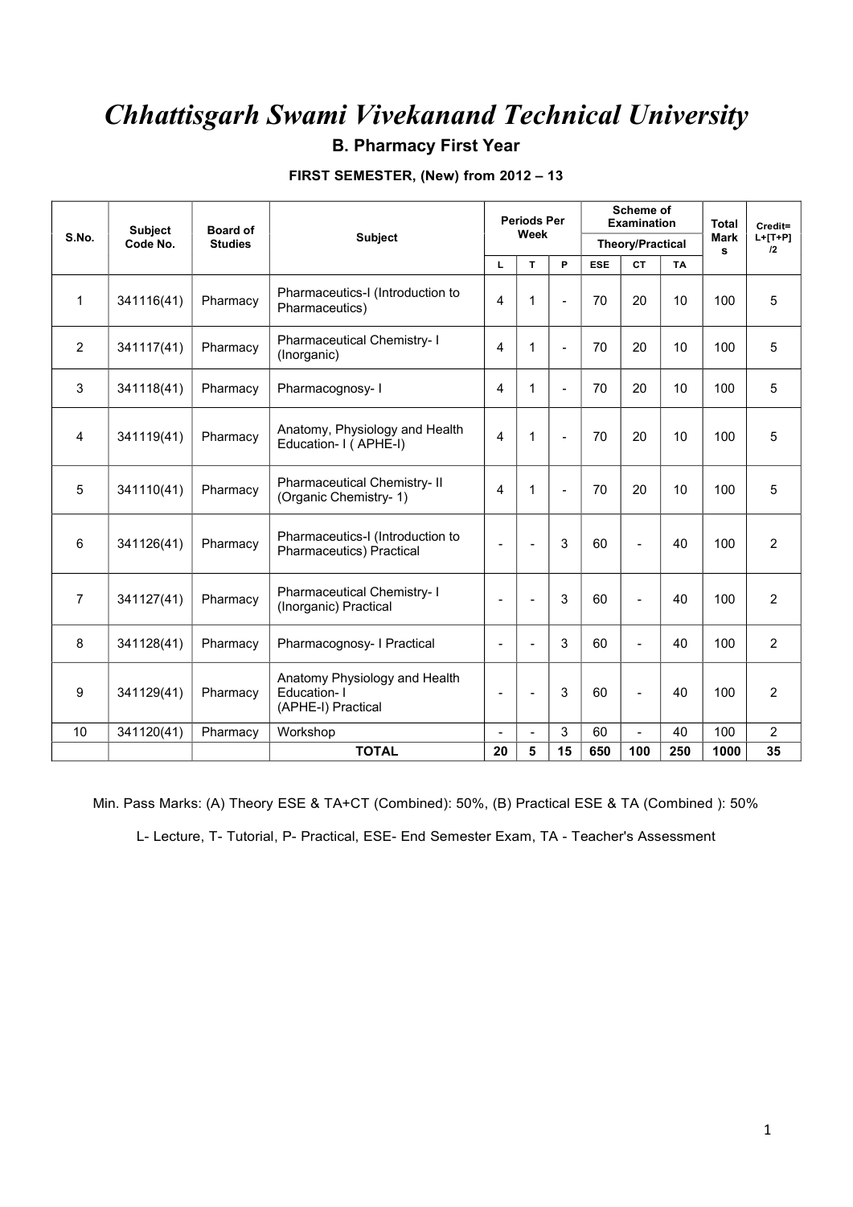# *Chhattisgarh Swami Vivekanand Technical University*

## B. Pharmacy First Year

### FIRST SEMESTER, (New) from 2012 – 13

| S.No. | Subject Code No. | Board of Studies | Subject | Periods Per Week | | | Scheme of Examination | | | Total Marks | Credit= L+[T+P] /2 |
|---|---|---|---|---|---|---|---|---|---|---|---|
| | | | | | | | Theory/Practical | | | | |
| | | | | L | T | P | ESE | CT | TA | | |
| 1 | 341116(41) | Pharmacy | Pharmaceutics-I (Introduction to Pharmaceutics) | 4 | 1 | - | 70 | 20 | 10 | 100 | 5 |
| 2 | 341117(41) | Pharmacy | Pharmaceutical Chemistry- I (Inorganic) | 4 | 1 | - | 70 | 20 | 10 | 100 | 5 |
| 3 | 341118(41) | Pharmacy | Pharmacognosy- I | 4 | 1 | - | 70 | 20 | 10 | 100 | 5 |
| 4 | 341119(41) | Pharmacy | Anatomy, Physiology and Health Education- I ( APHE-I) | 4 | 1 | - | 70 | 20 | 10 | 100 | 5 |
| 5 | 341110(41) | Pharmacy | Pharmaceutical Chemistry- II (Organic Chemistry- 1) | 4 | 1 | - | 70 | 20 | 10 | 100 | 5 |
| 6 | 341126(41) | Pharmacy | Pharmaceutics-I (Introduction to Pharmaceutics) Practical | - | - | 3 | 60 | - | 40 | 100 | 2 |
| 7 | 341127(41) | Pharmacy | Pharmaceutical Chemistry- I (Inorganic) Practical | - | - | 3 | 60 | - | 40 | 100 | 2 |
| 8 | 341128(41) | Pharmacy | Pharmacognosy- I Practical | - | - | 3 | 60 | - | 40 | 100 | 2 |
| 9 | 341129(41) | Pharmacy | Anatomy Physiology and Health Education- I (APHE-I) Practical | - | - | 3 | 60 | - | 40 | 100 | 2 |
| 10 | 341120(41) | Pharmacy | Workshop | - | - | 3 | 60 | - | 40 | 100 | 2 |
| | | | **TOTAL** | **20** | **5** | **15** | **650** | **100** | **250** | **1000** | **35** |

Min. Pass Marks: (A) Theory ESE & TA+CT (Combined): 50%, (B) Practical ESE & TA (Combined ): 50%

L- Lecture, T- Tutorial, P- Practical, ESE- End Semester Exam, TA - Teacher's Assessment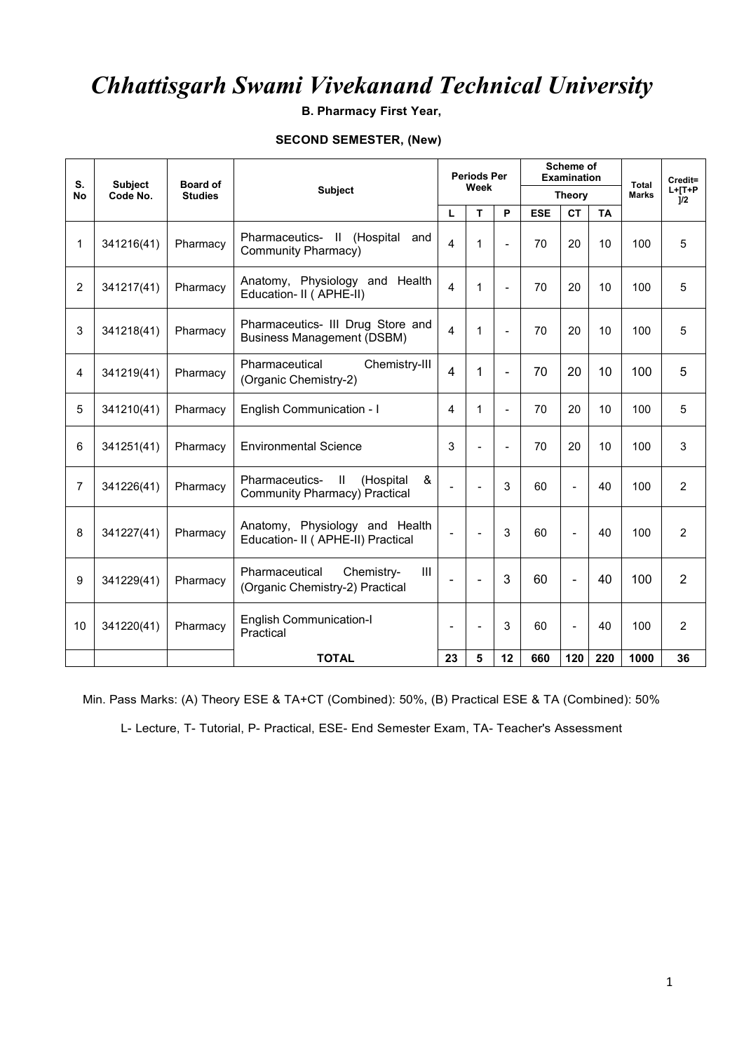# *Chhattisgarh Swami Vivekanand Technical University*

**B. Pharmacy First Year,**

**SECOND SEMESTER, (New)**

| S. No | Subject Code No. | Board of Studies | Subject | Periods Per Week | | | Scheme of Examination | | | Total Marks | Credit= L+[T+P ]/2 |
|---|---|---|---|---|---|---|---|---|---|---|---|
| | | | | | | | Theory | | | | |
| | | | | L | T | P | ESE | CT | TA | | |
| 1 | 341216(41) | Pharmacy | Pharmaceutics- II (Hospital and Community Pharmacy) | 4 | 1 | - | 70 | 20 | 10 | 100 | 5 |
| 2 | 341217(41) | Pharmacy | Anatomy, Physiology and Health Education- II ( APHE-II) | 4 | 1 | - | 70 | 20 | 10 | 100 | 5 |
| 3 | 341218(41) | Pharmacy | Pharmaceutics- III Drug Store and Business Management (DSBM) | 4 | 1 | - | 70 | 20 | 10 | 100 | 5 |
| 4 | 341219(41) | Pharmacy | Pharmaceutical Chemistry-III (Organic Chemistry-2) | 4 | 1 | - | 70 | 20 | 10 | 100 | 5 |
| 5 | 341210(41) | Pharmacy | English Communication - I | 4 | 1 | - | 70 | 20 | 10 | 100 | 5 |
| 6 | 341251(41) | Pharmacy | Environmental Science | 3 | - | - | 70 | 20 | 10 | 100 | 3 |
| 7 | 341226(41) | Pharmacy | Pharmaceutics- II (Hospital & Community Pharmacy) Practical | - | - | 3 | 60 | - | 40 | 100 | 2 |
| 8 | 341227(41) | Pharmacy | Anatomy, Physiology and Health Education- II ( APHE-II) Practical | - | - | 3 | 60 | - | 40 | 100 | 2 |
| 9 | 341229(41) | Pharmacy | Pharmaceutical Chemistry- III (Organic Chemistry-2) Practical | - | - | 3 | 60 | - | 40 | 100 | 2 |
| 10 | 341220(41) | Pharmacy | English Communication-I Practical | - | - | 3 | 60 | - | 40 | 100 | 2 |
| | | | **TOTAL** | **23** | **5** | **12** | **660** | **120** | **220** | **1000** | **36** |

Min. Pass Marks: (A) Theory ESE & TA+CT (Combined): 50%, (B) Practical ESE & TA (Combined): 50%

L- Lecture, T- Tutorial, P- Practical, ESE- End Semester Exam, TA- Teacher's Assessment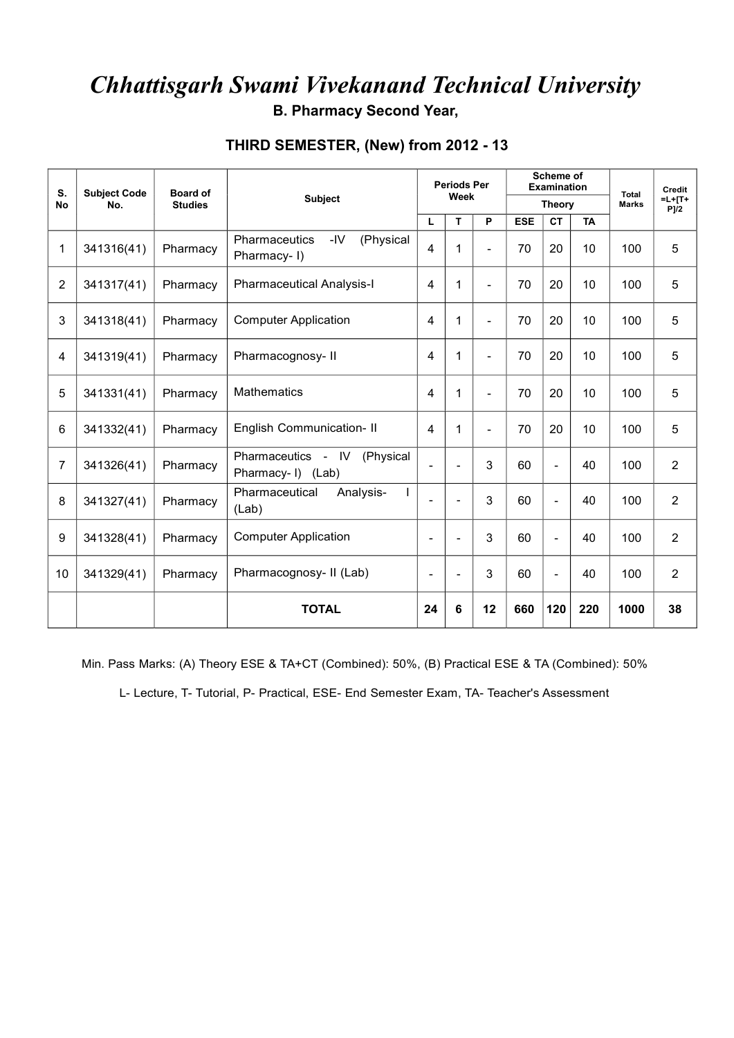# *Chhattisgarh Swami Vivekanand Technical University*

**B. Pharmacy Second Year,**

**THIRD SEMESTER, (New) from 2012 - 13**

| S. No | Subject Code No. | Board of Studies | Subject | Periods Per Week | | | Scheme of Examination | | | Total Marks | Credit =L+[T+P]/2 |
|---|---|---|---|---|---|---|---|---|---|---|---|
| | | | | | | | Theory | | | | |
| | | | | L | T | P | ESE | CT | TA | | |
| 1 | 341316(41) | Pharmacy | Pharmaceutics -IV (Physical Pharmacy- I) | 4 | 1 | - | 70 | 20 | 10 | 100 | 5 |
| 2 | 341317(41) | Pharmacy | Pharmaceutical Analysis-I | 4 | 1 | - | 70 | 20 | 10 | 100 | 5 |
| 3 | 341318(41) | Pharmacy | Computer Application | 4 | 1 | - | 70 | 20 | 10 | 100 | 5 |
| 4 | 341319(41) | Pharmacy | Pharmacognosy- II | 4 | 1 | - | 70 | 20 | 10 | 100 | 5 |
| 5 | 341331(41) | Pharmacy | Mathematics | 4 | 1 | - | 70 | 20 | 10 | 100 | 5 |
| 6 | 341332(41) | Pharmacy | English Communication- II | 4 | 1 | - | 70 | 20 | 10 | 100 | 5 |
| 7 | 341326(41) | Pharmacy | Pharmaceutics - IV (Physical Pharmacy- I) (Lab) | - | - | 3 | 60 | - | 40 | 100 | 2 |
| 8 | 341327(41) | Pharmacy | Pharmaceutical Analysis- I (Lab) | - | - | 3 | 60 | - | 40 | 100 | 2 |
| 9 | 341328(41) | Pharmacy | Computer Application | - | - | 3 | 60 | - | 40 | 100 | 2 |
| 10 | 341329(41) | Pharmacy | Pharmacognosy- II (Lab) | - | - | 3 | 60 | - | 40 | 100 | 2 |
| | | | **TOTAL** | **24** | **6** | **12** | **660** | **120** | **220** | **1000** | **38** |

Min. Pass Marks: (A) Theory ESE & TA+CT (Combined): 50%, (B) Practical ESE & TA (Combined): 50%

L- Lecture, T- Tutorial, P- Practical, ESE- End Semester Exam, TA- Teacher's Assessment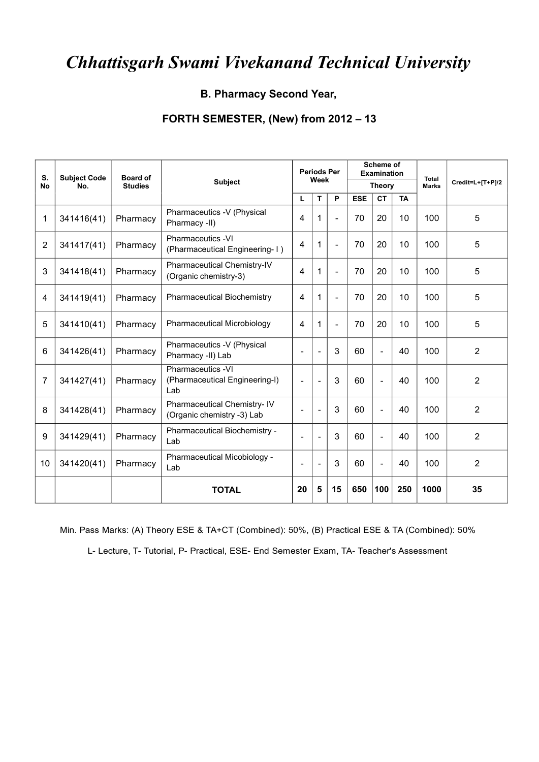# *Chhattisgarh Swami Vivekanand Technical University*

### B. Pharmacy Second Year,

### FORTH SEMESTER, (New) from 2012 – 13

| S. No | Subject Code No. | Board of Studies | Subject | Periods Per Week | | | Scheme of Examination | | | Total Marks | Credit=L+[T+P]/2 |
|---|---|---|---|---|---|---|---|---|---|---|---|
| | | | | | | | Theory | | | | |
| | | | | L | T | P | ESE | CT | TA | | |
| 1 | 341416(41) | Pharmacy | Pharmaceutics -V (Physical Pharmacy -II) | 4 | 1 | - | 70 | 20 | 10 | 100 | 5 |
| 2 | 341417(41) | Pharmacy | Pharmaceutics -VI (Pharmaceutical Engineering- I ) | 4 | 1 | - | 70 | 20 | 10 | 100 | 5 |
| 3 | 341418(41) | Pharmacy | Pharmaceutical Chemistry-IV (Organic chemistry-3) | 4 | 1 | - | 70 | 20 | 10 | 100 | 5 |
| 4 | 341419(41) | Pharmacy | Pharmaceutical Biochemistry | 4 | 1 | - | 70 | 20 | 10 | 100 | 5 |
| 5 | 341410(41) | Pharmacy | Pharmaceutical Microbiology | 4 | 1 | - | 70 | 20 | 10 | 100 | 5 |
| 6 | 341426(41) | Pharmacy | Pharmaceutics -V (Physical Pharmacy -II) Lab | - | - | 3 | 60 | - | 40 | 100 | 2 |
| 7 | 341427(41) | Pharmacy | Pharmaceutics -VI (Pharmaceutical Engineering-I) Lab | - | - | 3 | 60 | - | 40 | 100 | 2 |
| 8 | 341428(41) | Pharmacy | Pharmaceutical Chemistry- IV (Organic chemistry -3) Lab | - | - | 3 | 60 | - | 40 | 100 | 2 |
| 9 | 341429(41) | Pharmacy | Pharmaceutical Biochemistry - Lab | - | - | 3 | 60 | - | 40 | 100 | 2 |
| 10 | 341420(41) | Pharmacy | Pharmaceutical Micobiology - Lab | - | - | 3 | 60 | - | 40 | 100 | 2 |
| | | | **TOTAL** | **20** | **5** | **15** | **650** | **100** | **250** | **1000** | **35** |

Min. Pass Marks: (A) Theory ESE & TA+CT (Combined): 50%, (B) Practical ESE & TA (Combined): 50%

L- Lecture, T- Tutorial, P- Practical, ESE- End Semester Exam, TA- Teacher's Assessment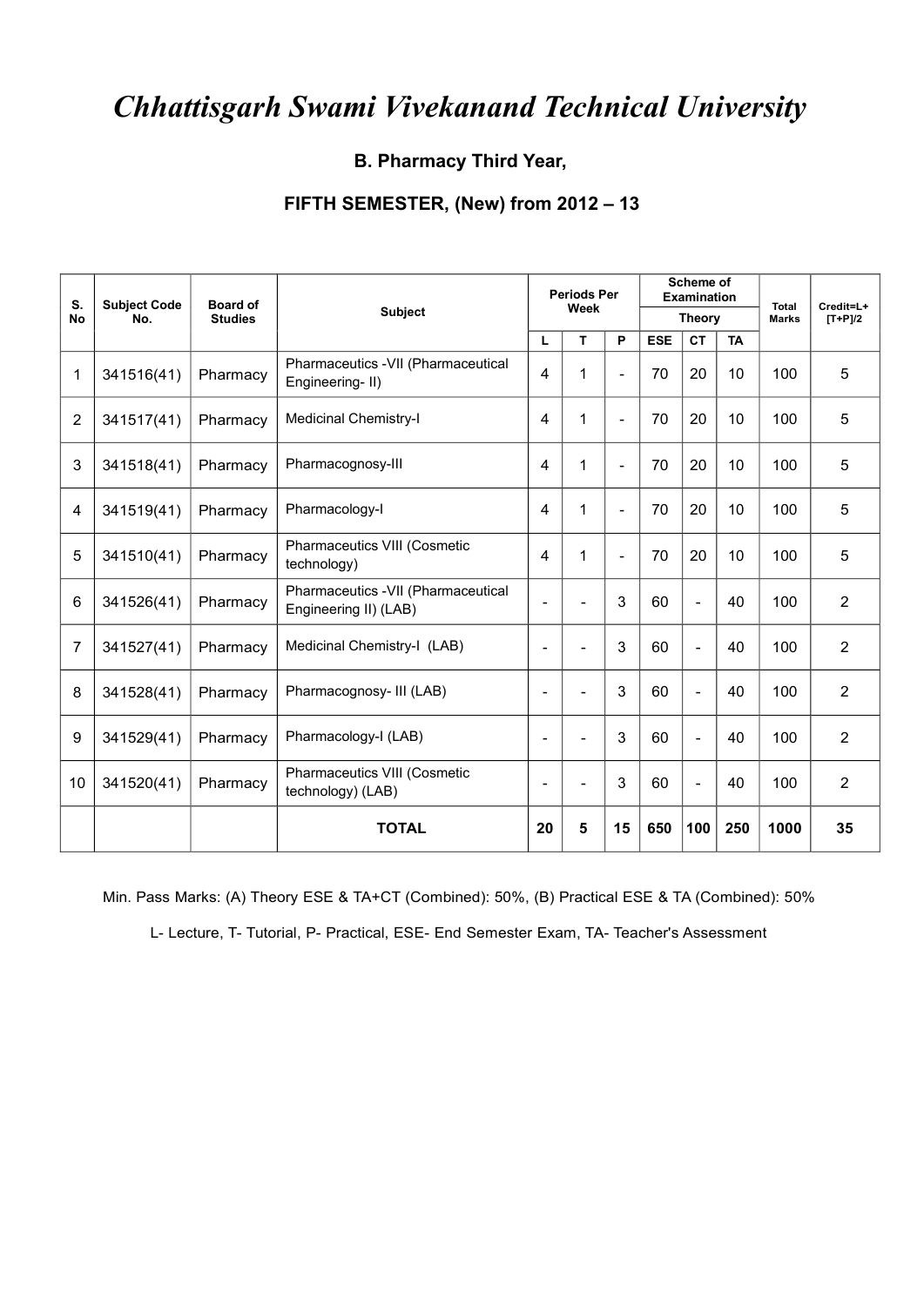# *Chhattisgarh Swami Vivekanand Technical University*

### B. Pharmacy Third Year,

### FIFTH SEMESTER, (New) from 2012 – 13

| S. No | Subject Code No. | Board of Studies | Subject | Periods Per Week | | | Scheme of Examination | | | Total Marks | Credit=L+ [T+P]/2 |
|---|---|---|---|---|---|---|---|---|---|---|---|
| | | | | | | | Theory | | | | |
| | | | | L | T | P | ESE | CT | TA | | |
| 1 | 341516(41) | Pharmacy | Pharmaceutics -VII (Pharmaceutical Engineering- II) | 4 | 1 | - | 70 | 20 | 10 | 100 | 5 |
| 2 | 341517(41) | Pharmacy | Medicinal Chemistry-I | 4 | 1 | - | 70 | 20 | 10 | 100 | 5 |
| 3 | 341518(41) | Pharmacy | Pharmacognosy-III | 4 | 1 | - | 70 | 20 | 10 | 100 | 5 |
| 4 | 341519(41) | Pharmacy | Pharmacology-I | 4 | 1 | - | 70 | 20 | 10 | 100 | 5 |
| 5 | 341510(41) | Pharmacy | Pharmaceutics VIII (Cosmetic technology) | 4 | 1 | - | 70 | 20 | 10 | 100 | 5 |
| 6 | 341526(41) | Pharmacy | Pharmaceutics -VII (Pharmaceutical Engineering II) (LAB) | - | - | 3 | 60 | - | 40 | 100 | 2 |
| 7 | 341527(41) | Pharmacy | Medicinal Chemistry-I (LAB) | - | - | 3 | 60 | - | 40 | 100 | 2 |
| 8 | 341528(41) | Pharmacy | Pharmacognosy- III (LAB) | - | - | 3 | 60 | - | 40 | 100 | 2 |
| 9 | 341529(41) | Pharmacy | Pharmacology-I (LAB) | - | - | 3 | 60 | - | 40 | 100 | 2 |
| 10 | 341520(41) | Pharmacy | Pharmaceutics VIII (Cosmetic technology) (LAB) | - | - | 3 | 60 | - | 40 | 100 | 2 |
| | | | **TOTAL** | **20** | **5** | **15** | **650** | **100** | **250** | **1000** | **35** |

Min. Pass Marks: (A) Theory ESE & TA+CT (Combined): 50%, (B) Practical ESE & TA (Combined): 50%

L- Lecture, T- Tutorial, P- Practical, ESE- End Semester Exam, TA- Teacher's Assessment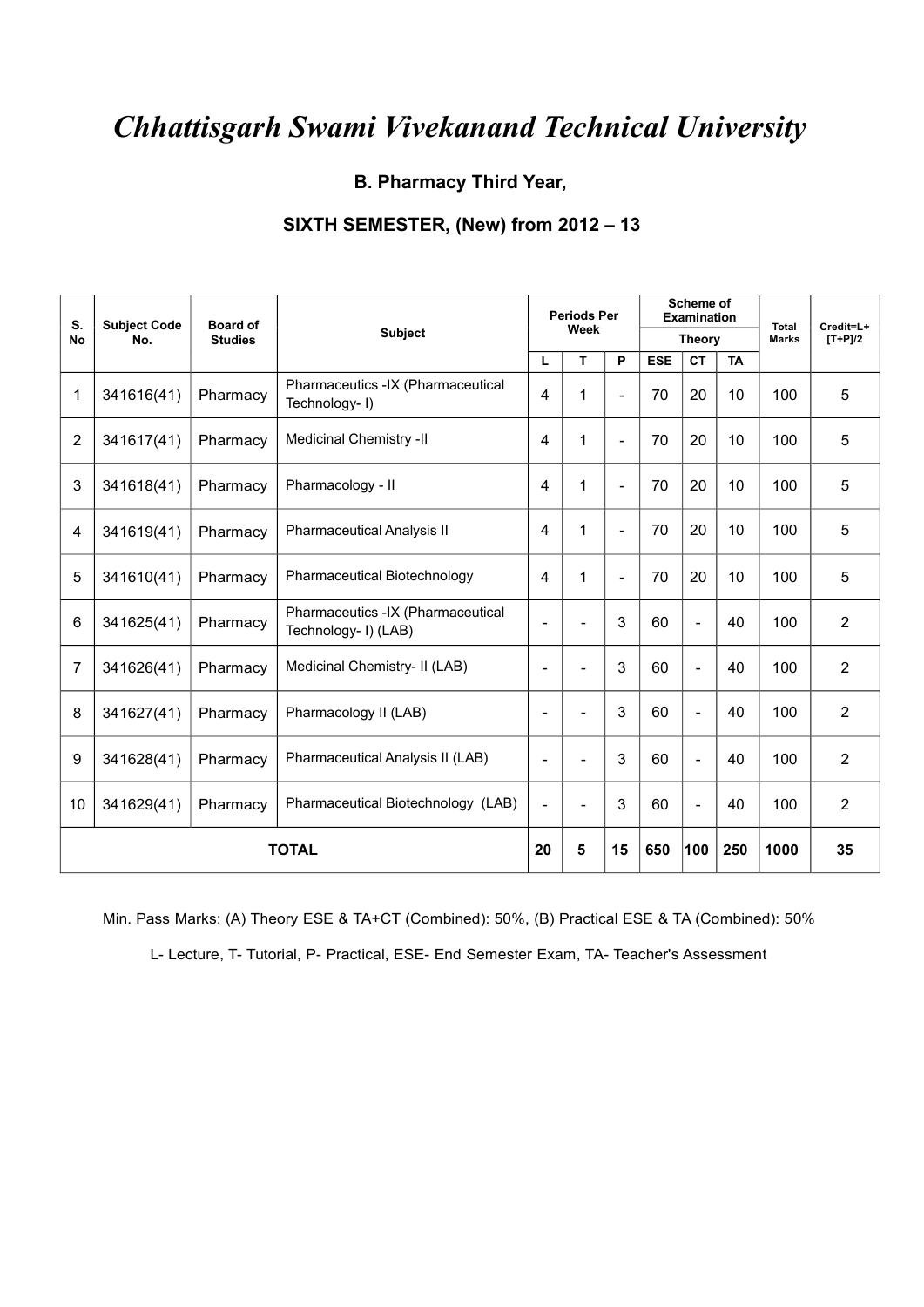# *Chhattisgarh Swami Vivekanand Technical University*

### B. Pharmacy Third Year,

### SIXTH SEMESTER, (New) from 2012 – 13

| S. No | Subject Code No. | Board of Studies | Subject | Periods Per Week | | | Scheme of Examination | | | Total Marks | Credit=L+ [T+P]/2 |
|---|---|---|---|---|---|---|---|---|---|---|---|
| | | | | | | | Theory | | | | |
| | | | | L | T | P | ESE | CT | TA | | |
| 1 | 341616(41) | Pharmacy | Pharmaceutics -IX (Pharmaceutical Technology- I) | 4 | 1 | - | 70 | 20 | 10 | 100 | 5 |
| 2 | 341617(41) | Pharmacy | Medicinal Chemistry -II | 4 | 1 | - | 70 | 20 | 10 | 100 | 5 |
| 3 | 341618(41) | Pharmacy | Pharmacology - II | 4 | 1 | - | 70 | 20 | 10 | 100 | 5 |
| 4 | 341619(41) | Pharmacy | Pharmaceutical Analysis II | 4 | 1 | - | 70 | 20 | 10 | 100 | 5 |
| 5 | 341610(41) | Pharmacy | Pharmaceutical Biotechnology | 4 | 1 | - | 70 | 20 | 10 | 100 | 5 |
| 6 | 341625(41) | Pharmacy | Pharmaceutics -IX (Pharmaceutical Technology- I) (LAB) | - | - | 3 | 60 | - | 40 | 100 | 2 |
| 7 | 341626(41) | Pharmacy | Medicinal Chemistry- II (LAB) | - | - | 3 | 60 | - | 40 | 100 | 2 |
| 8 | 341627(41) | Pharmacy | Pharmacology II (LAB) | - | - | 3 | 60 | - | 40 | 100 | 2 |
| 9 | 341628(41) | Pharmacy | Pharmaceutical Analysis II (LAB) | - | - | 3 | 60 | - | 40 | 100 | 2 |
| 10 | 341629(41) | Pharmacy | Pharmaceutical Biotechnology (LAB) | - | - | 3 | 60 | - | 40 | 100 | 2 |
| **TOTAL** | | | | **20** | **5** | **15** | **650** | **100** | **250** | **1000** | **35** |

Min. Pass Marks: (A) Theory ESE & TA+CT (Combined): 50%, (B) Practical ESE & TA (Combined): 50%

L- Lecture, T- Tutorial, P- Practical, ESE- End Semester Exam, TA- Teacher's Assessment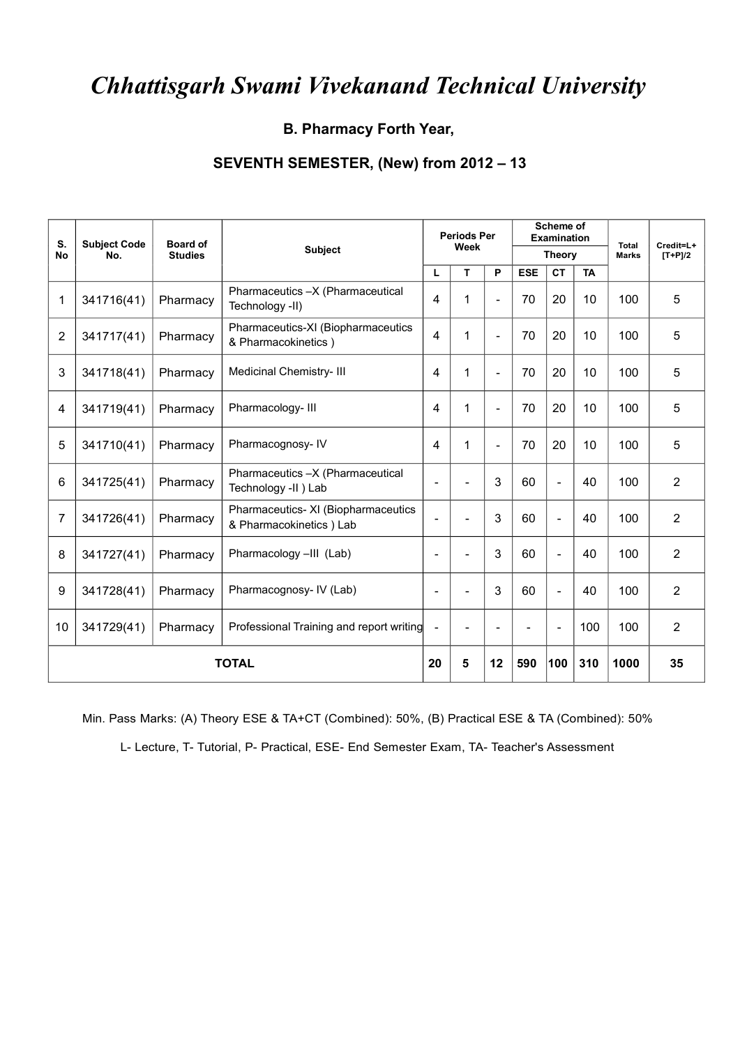# *Chhattisgarh Swami Vivekanand Technical University*

### B. Pharmacy Forth Year,

### SEVENTH SEMESTER, (New) from 2012 – 13

| S. No | Subject Code No. | Board of Studies | Subject | Periods Per Week | | | Scheme of Examination | | | Total Marks | Credit=L+ [T+P]/2 |
|---|---|---|---|---|---|---|---|---|---|---|---|
| | | | | | | | Theory | | | | |
| | | | | L | T | P | ESE | CT | TA | | |
| 1 | 341716(41) | Pharmacy | Pharmaceutics –X (Pharmaceutical Technology -II) | 4 | 1 | - | 70 | 20 | 10 | 100 | 5 |
| 2 | 341717(41) | Pharmacy | Pharmaceutics-XI (Biopharmaceutics & Pharmacokinetics ) | 4 | 1 | - | 70 | 20 | 10 | 100 | 5 |
| 3 | 341718(41) | Pharmacy | Medicinal Chemistry- III | 4 | 1 | - | 70 | 20 | 10 | 100 | 5 |
| 4 | 341719(41) | Pharmacy | Pharmacology- III | 4 | 1 | - | 70 | 20 | 10 | 100 | 5 |
| 5 | 341710(41) | Pharmacy | Pharmacognosy- IV | 4 | 1 | - | 70 | 20 | 10 | 100 | 5 |
| 6 | 341725(41) | Pharmacy | Pharmaceutics –X (Pharmaceutical Technology -II ) Lab | - | - | 3 | 60 | - | 40 | 100 | 2 |
| 7 | 341726(41) | Pharmacy | Pharmaceutics- XI (Biopharmaceutics & Pharmacokinetics ) Lab | - | - | 3 | 60 | - | 40 | 100 | 2 |
| 8 | 341727(41) | Pharmacy | Pharmacology –III (Lab) | - | - | 3 | 60 | - | 40 | 100 | 2 |
| 9 | 341728(41) | Pharmacy | Pharmacognosy- IV (Lab) | - | - | 3 | 60 | - | 40 | 100 | 2 |
| 10 | 341729(41) | Pharmacy | Professional Training and report writing | - | - | - | - | - | 100 | 100 | 2 |
| | | | **TOTAL** | **20** | **5** | **12** | **590** | **100** | **310** | **1000** | **35** |

Min. Pass Marks: (A) Theory ESE & TA+CT (Combined): 50%, (B) Practical ESE & TA (Combined): 50%

L- Lecture, T- Tutorial, P- Practical, ESE- End Semester Exam, TA- Teacher's Assessment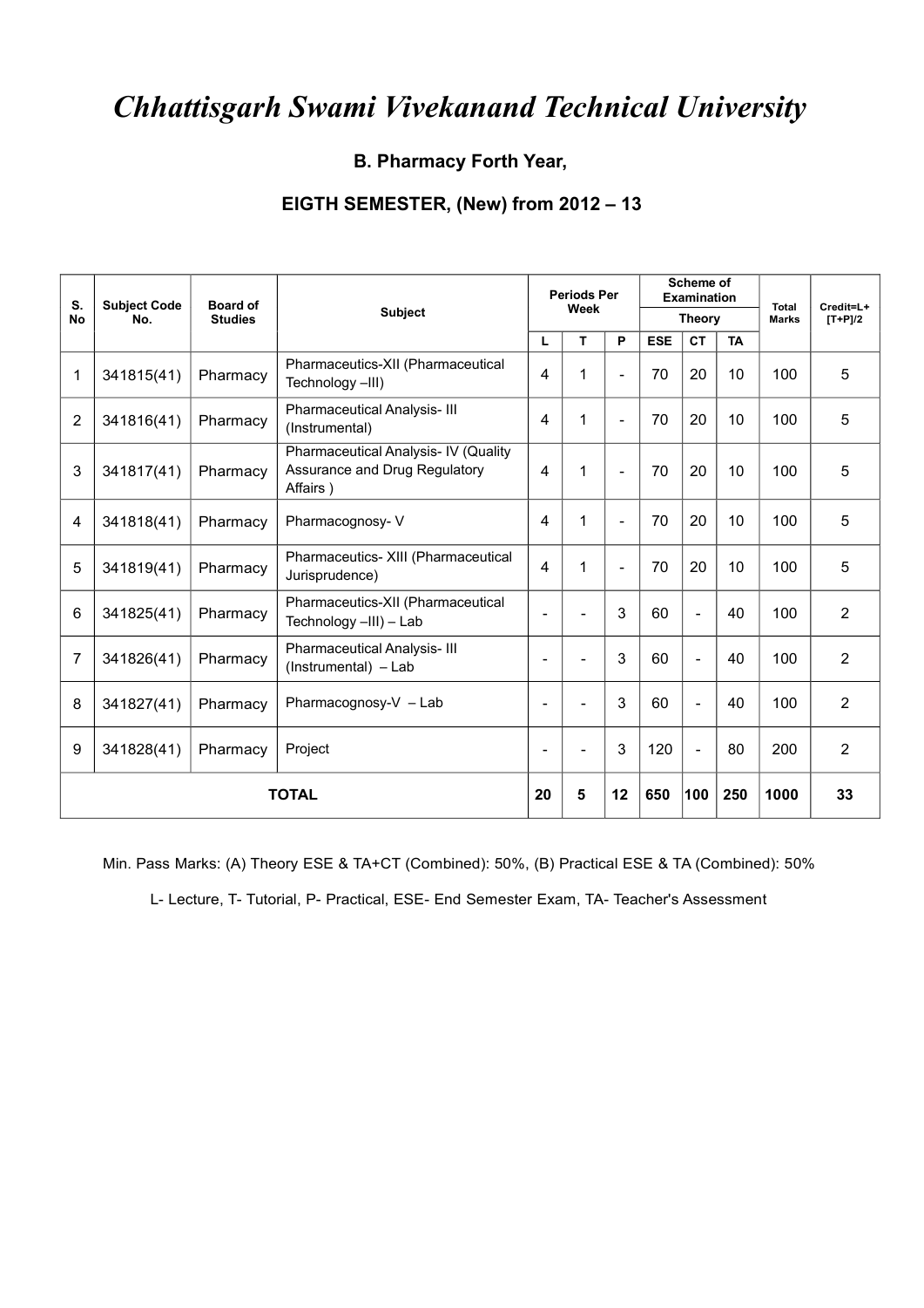# *Chhattisgarh Swami Vivekanand Technical University*

### B. Pharmacy Forth Year,

### EIGTH SEMESTER, (New) from 2012 – 13

| S. No | Subject Code No. | Board of Studies | Subject | Periods Per Week | | | Scheme of Examination | | | Total Marks | Credit=L+ [T+P]/2 |
|---|---|---|---|---|---|---|---|---|---|---|---|
| | | | | | | | Theory | | | | |
| | | | | L | T | P | ESE | CT | TA | | |
| 1 | 341815(41) | Pharmacy | Pharmaceutics-XII (Pharmaceutical Technology –III) | 4 | 1 | - | 70 | 20 | 10 | 100 | 5 |
| 2 | 341816(41) | Pharmacy | Pharmaceutical Analysis- III (Instrumental) | 4 | 1 | - | 70 | 20 | 10 | 100 | 5 |
| 3 | 341817(41) | Pharmacy | Pharmaceutical Analysis- IV (Quality Assurance and Drug Regulatory Affairs ) | 4 | 1 | - | 70 | 20 | 10 | 100 | 5 |
| 4 | 341818(41) | Pharmacy | Pharmacognosy- V | 4 | 1 | - | 70 | 20 | 10 | 100 | 5 |
| 5 | 341819(41) | Pharmacy | Pharmaceutics- XIII (Pharmaceutical Jurisprudence) | 4 | 1 | - | 70 | 20 | 10 | 100 | 5 |
| 6 | 341825(41) | Pharmacy | Pharmaceutics-XII (Pharmaceutical Technology –III) – Lab | - | - | 3 | 60 | - | 40 | 100 | 2 |
| 7 | 341826(41) | Pharmacy | Pharmaceutical Analysis- III (Instrumental) – Lab | - | - | 3 | 60 | - | 40 | 100 | 2 |
| 8 | 341827(41) | Pharmacy | Pharmacognosy-V – Lab | - | - | 3 | 60 | - | 40 | 100 | 2 |
| 9 | 341828(41) | Pharmacy | Project | - | - | 3 | 120 | - | 80 | 200 | 2 |
| **TOTAL** | | | | **20** | **5** | **12** | **650** | **100** | **250** | **1000** | **33** |

Min. Pass Marks: (A) Theory ESE & TA+CT (Combined): 50%, (B) Practical ESE & TA (Combined): 50%

L- Lecture, T- Tutorial, P- Practical, ESE- End Semester Exam, TA- Teacher's Assessment